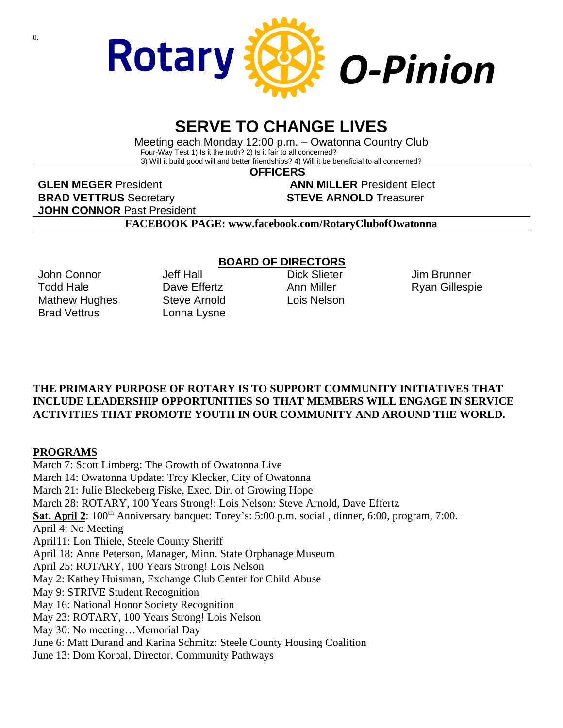0.

# Rotary O-Pinion

## SERVE TO CHANGE LIVES

Meeting each Monday 12:00 p.m. – Owatonna Country Club

Four-Way Test 1) Is it the truth? 2) Is it fair to all concerned?
3) Will it build good will and better friendships? 4) Will it be beneficial to all concerned?

**OFFICERS**

**GLEN MEGER** President
**ANN MILLER** President Elect
**BRAD VETTRUS** Secretary
**STEVE ARNOLD** Treasurer
**JOHN CONNOR** Past President

**FACEBOOK PAGE: www.facebook.com/RotaryClubofOwatonna**

**BOARD OF DIRECTORS**

John Connor
Todd Hale
Mathew Hughes
Brad Vettrus
Jeff Hall
Dave Effertz
Steve Arnold
Lonna Lysne
Dick Slieter
Ann Miller
Lois Nelson
Jim Brunner
Ryan Gillespie

**THE PRIMARY PURPOSE OF ROTARY IS TO SUPPORT COMMUNITY INITIATIVES THAT INCLUDE LEADERSHIP OPPORTUNITIES SO THAT MEMBERS WILL ENGAGE IN SERVICE ACTIVITIES THAT PROMOTE YOUTH IN OUR COMMUNITY AND AROUND THE WORLD.**

**PROGRAMS**

March 7: Scott Limberg: The Growth of Owatonna Live
March 14: Owatonna Update: Troy Klecker, City of Owatonna
March 21: Julie Bleckeberg Fiske, Exec. Dir. of Growing Hope
March 28: ROTARY, 100 Years Strong!: Lois Nelson: Steve Arnold, Dave Effertz
**Sat. April 2**: 100th Anniversary banquet: Torey's: 5:00 p.m. social , dinner, 6:00, program, 7:00.
April 4: No Meeting
April11: Lon Thiele, Steele County Sheriff
April 18: Anne Peterson, Manager, Minn. State Orphanage Museum
April 25: ROTARY, 100 Years Strong! Lois Nelson
May 2: Kathey Huisman, Exchange Club Center for Child Abuse
May 9: STRIVE Student Recognition
May 16: National Honor Society Recognition
May 23: ROTARY, 100 Years Strong! Lois Nelson
May 30: No meeting…Memorial Day
June 6: Matt Durand and Karina Schmitz: Steele County Housing Coalition
June 13: Dom Korbal, Director, Community Pathways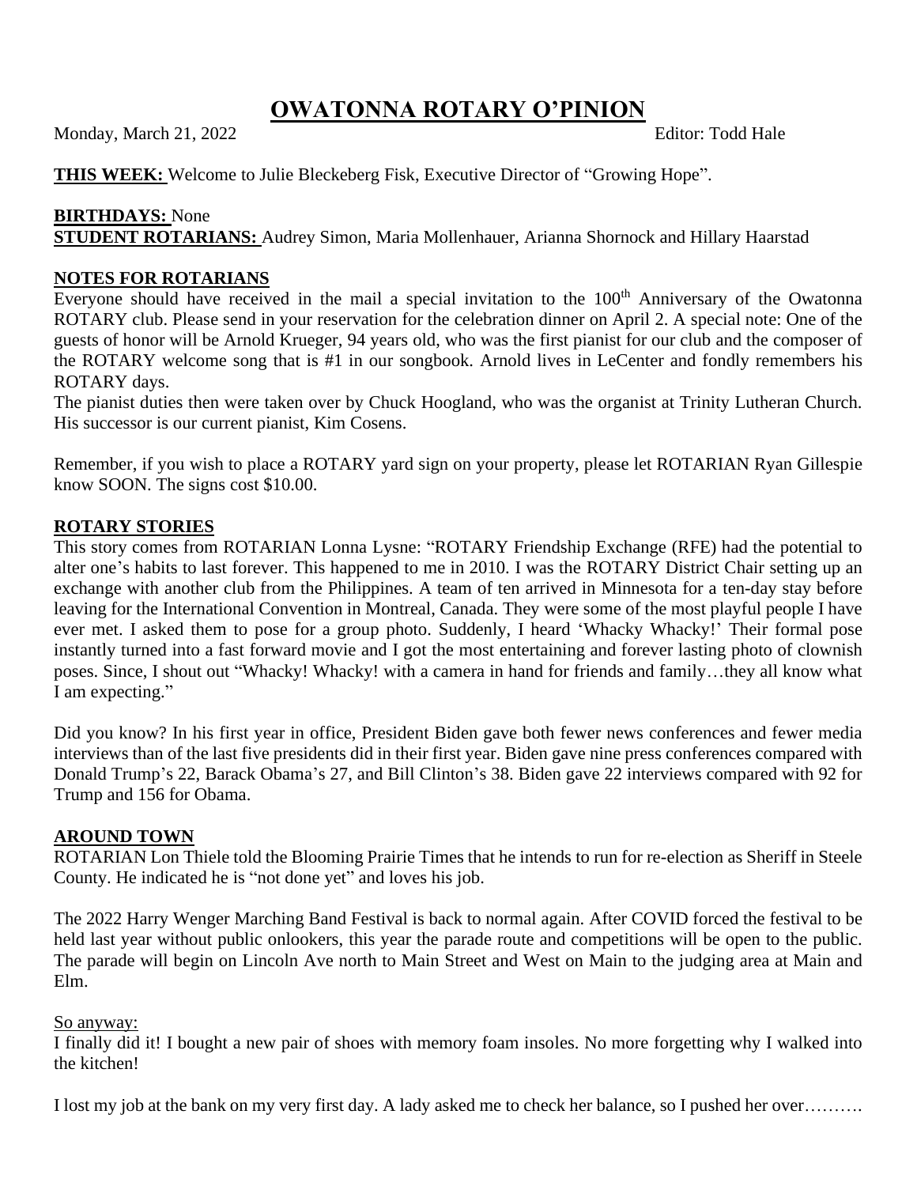# OWATONNA ROTARY O'PINION

Monday, March 21, 2022 Editor: Todd Hale

**THIS WEEK:** Welcome to Julie Bleckeberg Fisk, Executive Director of "Growing Hope".

**BIRTHDAYS:** None
**STUDENT ROTARIANS:** Audrey Simon, Maria Mollenhauer, Arianna Shornock and Hillary Haarstad

## NOTES FOR ROTARIANS

Everyone should have received in the mail a special invitation to the 100th Anniversary of the Owatonna ROTARY club. Please send in your reservation for the celebration dinner on April 2. A special note: One of the guests of honor will be Arnold Krueger, 94 years old, who was the first pianist for our club and the composer of the ROTARY welcome song that is #1 in our songbook. Arnold lives in LeCenter and fondly remembers his ROTARY days.
The pianist duties then were taken over by Chuck Hoogland, who was the organist at Trinity Lutheran Church. His successor is our current pianist, Kim Cosens.

Remember, if you wish to place a ROTARY yard sign on your property, please let ROTARIAN Ryan Gillespie know SOON. The signs cost $10.00.

## ROTARY STORIES

This story comes from ROTARIAN Lonna Lysne: "ROTARY Friendship Exchange (RFE) had the potential to alter one's habits to last forever. This happened to me in 2010. I was the ROTARY District Chair setting up an exchange with another club from the Philippines. A team of ten arrived in Minnesota for a ten-day stay before leaving for the International Convention in Montreal, Canada. They were some of the most playful people I have ever met. I asked them to pose for a group photo. Suddenly, I heard 'Whacky Whacky!' Their formal pose instantly turned into a fast forward movie and I got the most entertaining and forever lasting photo of clownish poses. Since, I shout out "Whacky! Whacky! with a camera in hand for friends and family…they all know what I am expecting."

Did you know? In his first year in office, President Biden gave both fewer news conferences and fewer media interviews than of the last five presidents did in their first year. Biden gave nine press conferences compared with Donald Trump's 22, Barack Obama's 27, and Bill Clinton's 38. Biden gave 22 interviews compared with 92 for Trump and 156 for Obama.

## AROUND TOWN

ROTARIAN Lon Thiele told the Blooming Prairie Times that he intends to run for re-election as Sheriff in Steele County. He indicated he is "not done yet" and loves his job.

The 2022 Harry Wenger Marching Band Festival is back to normal again. After COVID forced the festival to be held last year without public onlookers, this year the parade route and competitions will be open to the public. The parade will begin on Lincoln Ave north to Main Street and West on Main to the judging area at Main and Elm.

So anyway:

I finally did it! I bought a new pair of shoes with memory foam insoles. No more forgetting why I walked into the kitchen!

I lost my job at the bank on my very first day. A lady asked me to check her balance, so I pushed her over……….